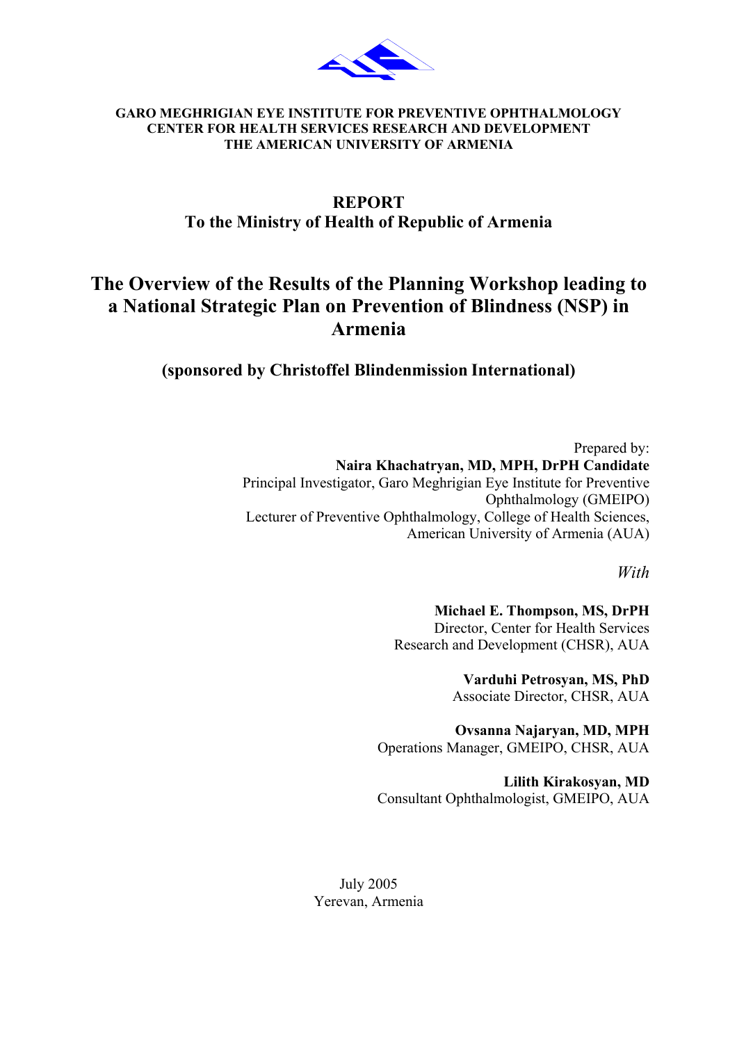**GARO MEGHRIGIAN EYE INSTITUTE FOR PREVENTIVE OPHTHALMOLOGY**
**CENTER FOR HEALTH SERVICES RESEARCH AND DEVELOPMENT**
**THE AMERICAN UNIVERSITY OF ARMENIA**

**REPORT**
**To the Ministry of Health of Republic of Armenia**

# The Overview of the Results of the Planning Workshop leading to a National Strategic Plan on Prevention of Blindness (NSP) in Armenia

**(sponsored by Christoffel Blindenmission International)**

Prepared by:
**Naira Khachatryan, MD, MPH, DrPH Candidate**
Principal Investigator, Garo Meghrigian Eye Institute for Preventive Ophthalmology (GMEIPO)
Lecturer of Preventive Ophthalmology, College of Health Sciences, American University of Armenia (AUA)

*With*

**Michael E. Thompson, MS, DrPH**
Director, Center for Health Services Research and Development (CHSR), AUA

**Varduhi Petrosyan, MS, PhD**
Associate Director, CHSR, AUA

**Ovsanna Najaryan, MD, MPH**
Operations Manager, GMEIPO, CHSR, AUA

**Lilith Kirakosyan, MD**
Consultant Ophthalmologist, GMEIPO, AUA

July 2005
Yerevan, Armenia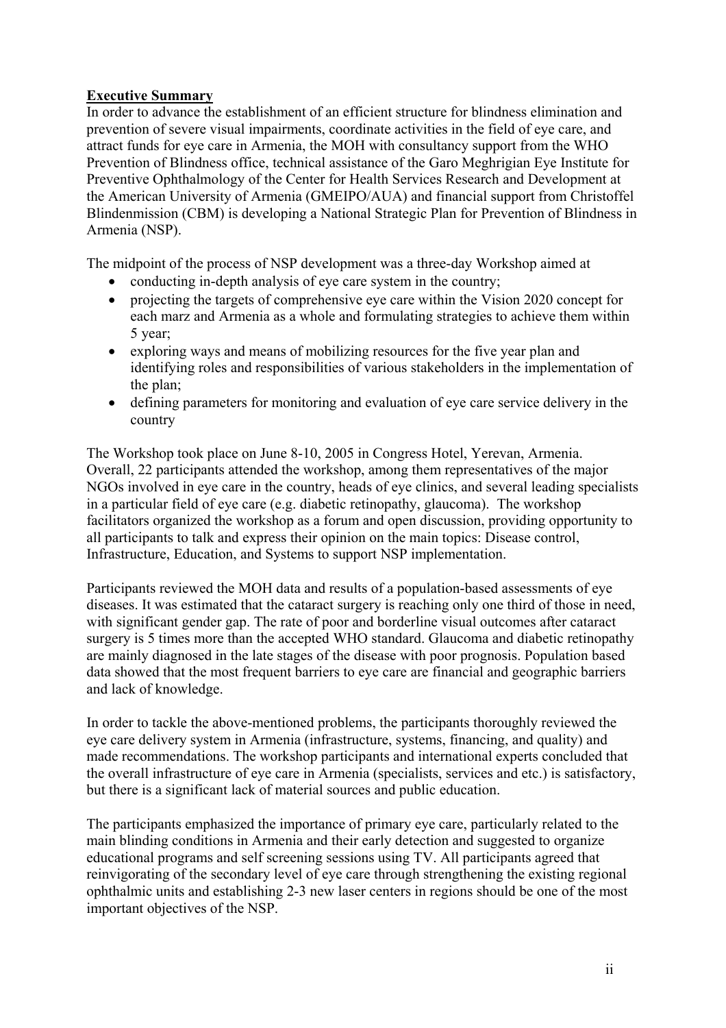**Executive Summary**

In order to advance the establishment of an efficient structure for blindness elimination and prevention of severe visual impairments, coordinate activities in the field of eye care, and attract funds for eye care in Armenia, the MOH with consultancy support from the WHO Prevention of Blindness office, technical assistance of the Garo Meghrigian Eye Institute for Preventive Ophthalmology of the Center for Health Services Research and Development at the American University of Armenia (GMEIPO/AUA) and financial support from Christoffel Blindenmission (CBM) is developing a National Strategic Plan for Prevention of Blindness in Armenia (NSP).

The midpoint of the process of NSP development was a three-day Workshop aimed at

- conducting in-depth analysis of eye care system in the country;
- projecting the targets of comprehensive eye care within the Vision 2020 concept for each marz and Armenia as a whole and formulating strategies to achieve them within 5 year;
- exploring ways and means of mobilizing resources for the five year plan and identifying roles and responsibilities of various stakeholders in the implementation of the plan;
- defining parameters for monitoring and evaluation of eye care service delivery in the country

The Workshop took place on June 8-10, 2005 in Congress Hotel, Yerevan, Armenia. Overall, 22 participants attended the workshop, among them representatives of the major NGOs involved in eye care in the country, heads of eye clinics, and several leading specialists in a particular field of eye care (e.g. diabetic retinopathy, glaucoma). The workshop facilitators organized the workshop as a forum and open discussion, providing opportunity to all participants to talk and express their opinion on the main topics: Disease control, Infrastructure, Education, and Systems to support NSP implementation.

Participants reviewed the MOH data and results of a population-based assessments of eye diseases. It was estimated that the cataract surgery is reaching only one third of those in need, with significant gender gap. The rate of poor and borderline visual outcomes after cataract surgery is 5 times more than the accepted WHO standard. Glaucoma and diabetic retinopathy are mainly diagnosed in the late stages of the disease with poor prognosis. Population based data showed that the most frequent barriers to eye care are financial and geographic barriers and lack of knowledge.

In order to tackle the above-mentioned problems, the participants thoroughly reviewed the eye care delivery system in Armenia (infrastructure, systems, financing, and quality) and made recommendations. The workshop participants and international experts concluded that the overall infrastructure of eye care in Armenia (specialists, services and etc.) is satisfactory, but there is a significant lack of material sources and public education.

The participants emphasized the importance of primary eye care, particularly related to the main blinding conditions in Armenia and their early detection and suggested to organize educational programs and self screening sessions using TV. All participants agreed that reinvigorating of the secondary level of eye care through strengthening the existing regional ophthalmic units and establishing 2-3 new laser centers in regions should be one of the most important objectives of the NSP.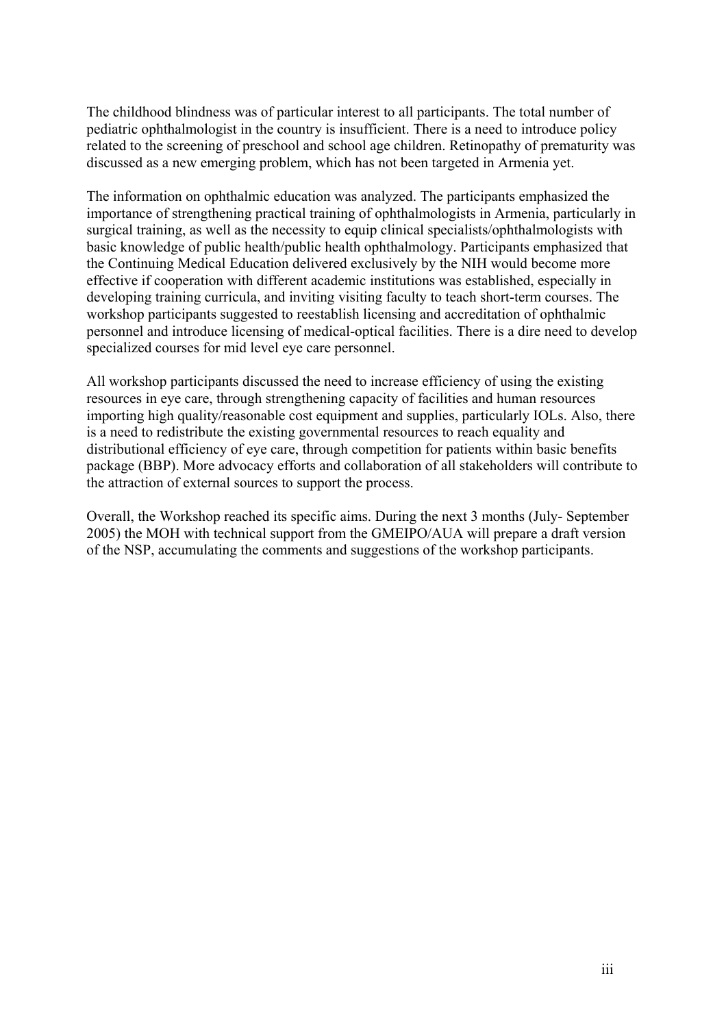The childhood blindness was of particular interest to all participants. The total number of pediatric ophthalmologist in the country is insufficient. There is a need to introduce policy related to the screening of preschool and school age children. Retinopathy of prematurity was discussed as a new emerging problem, which has not been targeted in Armenia yet.

The information on ophthalmic education was analyzed. The participants emphasized the importance of strengthening practical training of ophthalmologists in Armenia, particularly in surgical training, as well as the necessity to equip clinical specialists/ophthalmologists with basic knowledge of public health/public health ophthalmology. Participants emphasized that the Continuing Medical Education delivered exclusively by the NIH would become more effective if cooperation with different academic institutions was established, especially in developing training curricula, and inviting visiting faculty to teach short-term courses. The workshop participants suggested to reestablish licensing and accreditation of ophthalmic personnel and introduce licensing of medical-optical facilities. There is a dire need to develop specialized courses for mid level eye care personnel.

All workshop participants discussed the need to increase efficiency of using the existing resources in eye care, through strengthening capacity of facilities and human resources importing high quality/reasonable cost equipment and supplies, particularly IOLs. Also, there is a need to redistribute the existing governmental resources to reach equality and distributional efficiency of eye care, through competition for patients within basic benefits package (BBP). More advocacy efforts and collaboration of all stakeholders will contribute to the attraction of external sources to support the process.

Overall, the Workshop reached its specific aims. During the next 3 months (July- September 2005) the MOH with technical support from the GMEIPO/AUA will prepare a draft version of the NSP, accumulating the comments and suggestions of the workshop participants.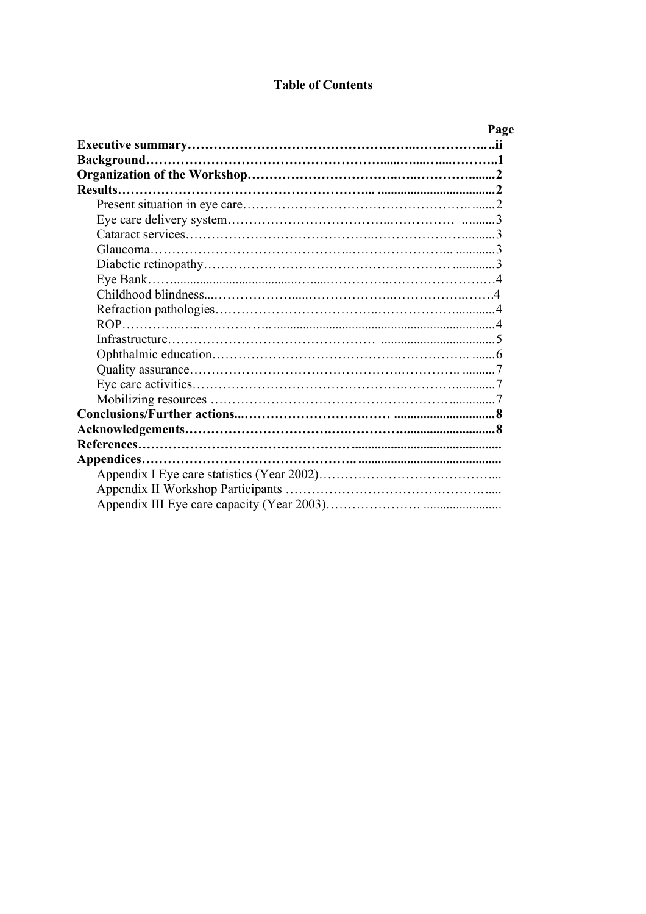# Table of Contents

| | Page |
|---|---|
| **Executive summary** | **ii** |
| **Background** | **1** |
| **Organization of the Workshop** | **2** |
| **Results** | **2** |
| Present situation in eye care | 2 |
| Eye care delivery system | 3 |
| Cataract services | 3 |
| Glaucoma | 3 |
| Diabetic retinopathy | 3 |
| Eye Bank | 4 |
| Childhood blindness | 4 |
| Refraction pathologies | 4 |
| ROP | 4 |
| Infrastructure | 5 |
| Ophthalmic education | 6 |
| Quality assurance | 7 |
| Eye care activities | 7 |
| Mobilizing resources | 7 |
| **Conclusions/Further actions** | **8** |
| **Acknowledgements** | **8** |
| **References** | |
| **Appendices** | |
| Appendix I Eye care statistics (Year 2002) | |
| Appendix II Workshop Participants | |
| Appendix III Eye care capacity (Year 2003) | |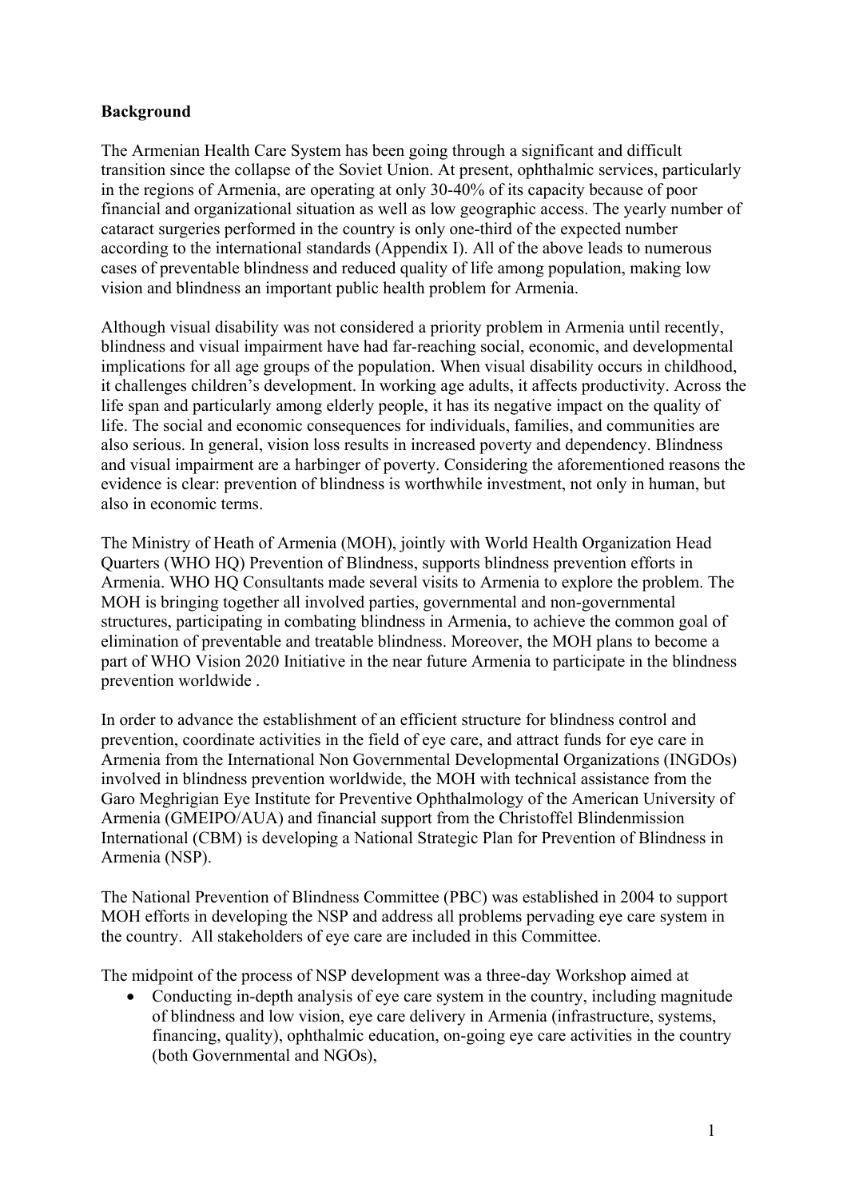**Background**

The Armenian Health Care System has been going through a significant and difficult transition since the collapse of the Soviet Union. At present, ophthalmic services, particularly in the regions of Armenia, are operating at only 30-40% of its capacity because of poor financial and organizational situation as well as low geographic access. The yearly number of cataract surgeries performed in the country is only one-third of the expected number according to the international standards (Appendix I). All of the above leads to numerous cases of preventable blindness and reduced quality of life among population, making low vision and blindness an important public health problem for Armenia.

Although visual disability was not considered a priority problem in Armenia until recently, blindness and visual impairment have had far-reaching social, economic, and developmental implications for all age groups of the population. When visual disability occurs in childhood, it challenges children's development. In working age adults, it affects productivity. Across the life span and particularly among elderly people, it has its negative impact on the quality of life. The social and economic consequences for individuals, families, and communities are also serious. In general, vision loss results in increased poverty and dependency. Blindness and visual impairment are a harbinger of poverty. Considering the aforementioned reasons the evidence is clear: prevention of blindness is worthwhile investment, not only in human, but also in economic terms.

The Ministry of Heath of Armenia (MOH), jointly with World Health Organization Head Quarters (WHO HQ) Prevention of Blindness, supports blindness prevention efforts in Armenia. WHO HQ Consultants made several visits to Armenia to explore the problem. The MOH is bringing together all involved parties, governmental and non-governmental structures, participating in combating blindness in Armenia, to achieve the common goal of elimination of preventable and treatable blindness. Moreover, the MOH plans to become a part of WHO Vision 2020 Initiative in the near future Armenia to participate in the blindness prevention worldwide .

In order to advance the establishment of an efficient structure for blindness control and prevention, coordinate activities in the field of eye care, and attract funds for eye care in Armenia from the International Non Governmental Developmental Organizations (INGDOs) involved in blindness prevention worldwide, the MOH with technical assistance from the Garo Meghrigian Eye Institute for Preventive Ophthalmology of the American University of Armenia (GMEIPO/AUA) and financial support from the Christoffel Blindenmission International (CBM) is developing a National Strategic Plan for Prevention of Blindness in Armenia (NSP).

The National Prevention of Blindness Committee (PBC) was established in 2004 to support MOH efforts in developing the NSP and address all problems pervading eye care system in the country. All stakeholders of eye care are included in this Committee.

The midpoint of the process of NSP development was a three-day Workshop aimed at

- Conducting in-depth analysis of eye care system in the country, including magnitude of blindness and low vision, eye care delivery in Armenia (infrastructure, systems, financing, quality), ophthalmic education, on-going eye care activities in the country (both Governmental and NGOs),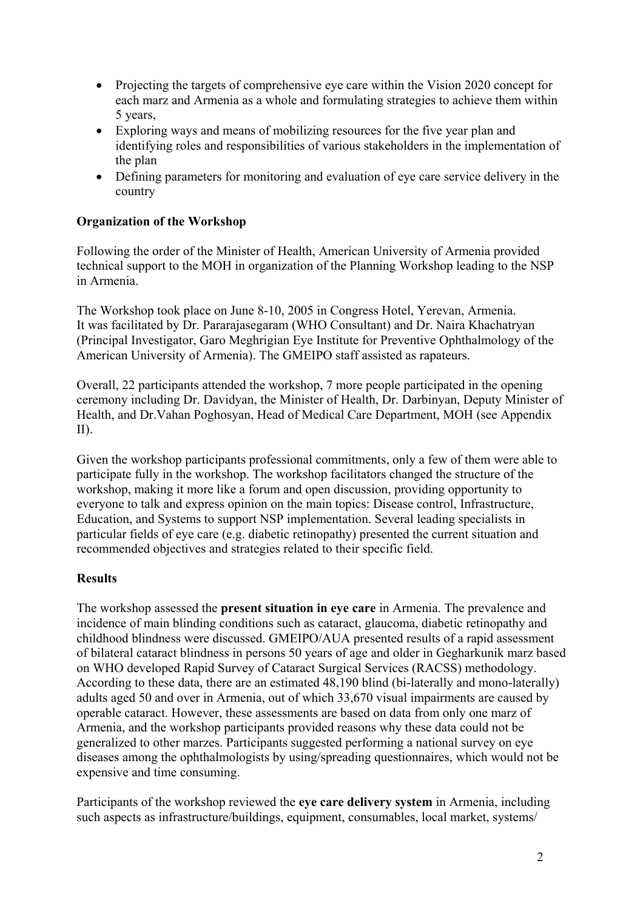- Projecting the targets of comprehensive eye care within the Vision 2020 concept for each marz and Armenia as a whole and formulating strategies to achieve them within 5 years,
- Exploring ways and means of mobilizing resources for the five year plan and identifying roles and responsibilities of various stakeholders in the implementation of the plan
- Defining parameters for monitoring and evaluation of eye care service delivery in the country

**Organization of the Workshop**

Following the order of the Minister of Health, American University of Armenia provided technical support to the MOH in organization of the Planning Workshop leading to the NSP in Armenia.

The Workshop took place on June 8-10, 2005 in Congress Hotel, Yerevan, Armenia. It was facilitated by Dr. Pararajasegaram (WHO Consultant) and Dr. Naira Khachatryan (Principal Investigator, Garo Meghrigian Eye Institute for Preventive Ophthalmology of the American University of Armenia). The GMEIPO staff assisted as rapateurs.

Overall, 22 participants attended the workshop, 7 more people participated in the opening ceremony including Dr. Davidyan, the Minister of Health, Dr. Darbinyan, Deputy Minister of Health, and Dr.Vahan Poghosyan, Head of Medical Care Department, MOH (see Appendix II).

Given the workshop participants professional commitments, only a few of them were able to participate fully in the workshop. The workshop facilitators changed the structure of the workshop, making it more like a forum and open discussion, providing opportunity to everyone to talk and express opinion on the main topics: Disease control, Infrastructure, Education, and Systems to support NSP implementation. Several leading specialists in particular fields of eye care (e.g. diabetic retinopathy) presented the current situation and recommended objectives and strategies related to their specific field.

**Results**

The workshop assessed the **present situation in eye care** in Armenia. The prevalence and incidence of main blinding conditions such as cataract, glaucoma, diabetic retinopathy and childhood blindness were discussed. GMEIPO/AUA presented results of a rapid assessment of bilateral cataract blindness in persons 50 years of age and older in Gegharkunik marz based on WHO developed Rapid Survey of Cataract Surgical Services (RACSS) methodology. According to these data, there are an estimated 48,190 blind (bi-laterally and mono-laterally) adults aged 50 and over in Armenia, out of which 33,670 visual impairments are caused by operable cataract. However, these assessments are based on data from only one marz of Armenia, and the workshop participants provided reasons why these data could not be generalized to other marzes. Participants suggested performing a national survey on eye diseases among the ophthalmologists by using/spreading questionnaires, which would not be expensive and time consuming.

Participants of the workshop reviewed the **eye care delivery system** in Armenia, including such aspects as infrastructure/buildings, equipment, consumables, local market, systems/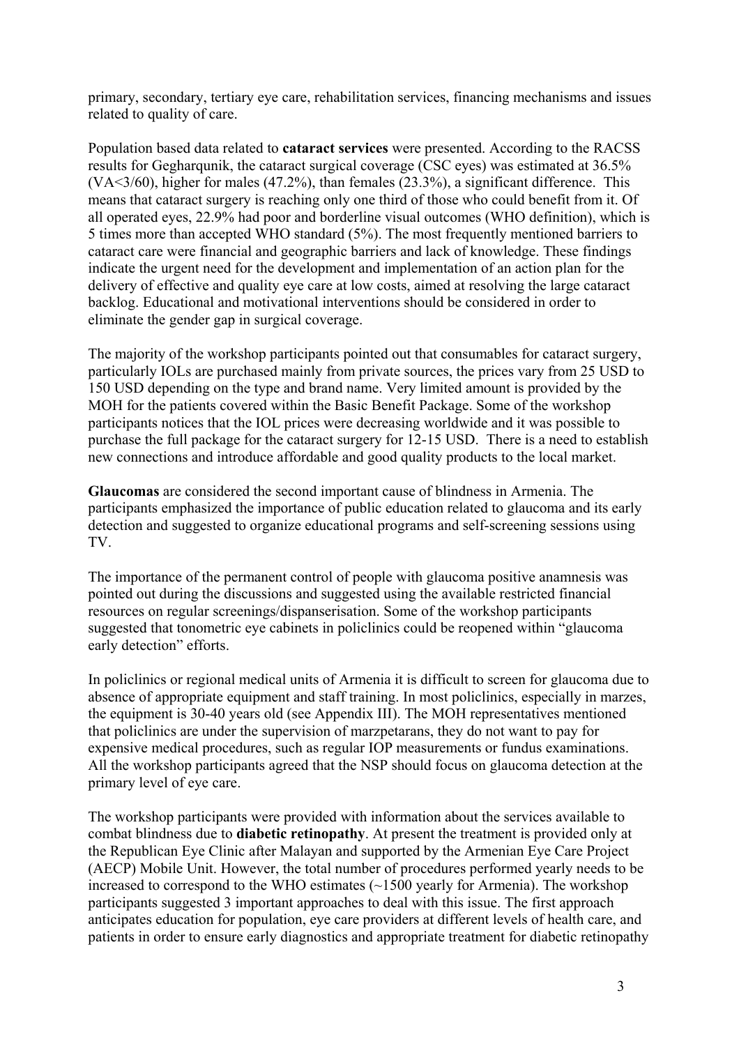primary, secondary, tertiary eye care, rehabilitation services, financing mechanisms and issues related to quality of care.

Population based data related to **cataract services** were presented. According to the RACSS results for Gegharqunik, the cataract surgical coverage (CSC eyes) was estimated at 36.5% (VA<3/60), higher for males (47.2%), than females (23.3%), a significant difference. This means that cataract surgery is reaching only one third of those who could benefit from it. Of all operated eyes, 22.9% had poor and borderline visual outcomes (WHO definition), which is 5 times more than accepted WHO standard (5%). The most frequently mentioned barriers to cataract care were financial and geographic barriers and lack of knowledge. These findings indicate the urgent need for the development and implementation of an action plan for the delivery of effective and quality eye care at low costs, aimed at resolving the large cataract backlog. Educational and motivational interventions should be considered in order to eliminate the gender gap in surgical coverage.

The majority of the workshop participants pointed out that consumables for cataract surgery, particularly IOLs are purchased mainly from private sources, the prices vary from 25 USD to 150 USD depending on the type and brand name. Very limited amount is provided by the MOH for the patients covered within the Basic Benefit Package. Some of the workshop participants notices that the IOL prices were decreasing worldwide and it was possible to purchase the full package for the cataract surgery for 12-15 USD. There is a need to establish new connections and introduce affordable and good quality products to the local market.

**Glaucomas** are considered the second important cause of blindness in Armenia. The participants emphasized the importance of public education related to glaucoma and its early detection and suggested to organize educational programs and self-screening sessions using TV.

The importance of the permanent control of people with glaucoma positive anamnesis was pointed out during the discussions and suggested using the available restricted financial resources on regular screenings/dispanserisation. Some of the workshop participants suggested that tonometric eye cabinets in policlinics could be reopened within "glaucoma early detection" efforts.

In policlinics or regional medical units of Armenia it is difficult to screen for glaucoma due to absence of appropriate equipment and staff training. In most policlinics, especially in marzes, the equipment is 30-40 years old (see Appendix III). The MOH representatives mentioned that policlinics are under the supervision of marzpetarans, they do not want to pay for expensive medical procedures, such as regular IOP measurements or fundus examinations. All the workshop participants agreed that the NSP should focus on glaucoma detection at the primary level of eye care.

The workshop participants were provided with information about the services available to combat blindness due to **diabetic retinopathy**. At present the treatment is provided only at the Republican Eye Clinic after Malayan and supported by the Armenian Eye Care Project (AECP) Mobile Unit. However, the total number of procedures performed yearly needs to be increased to correspond to the WHO estimates (~1500 yearly for Armenia). The workshop participants suggested 3 important approaches to deal with this issue. The first approach anticipates education for population, eye care providers at different levels of health care, and patients in order to ensure early diagnostics and appropriate treatment for diabetic retinopathy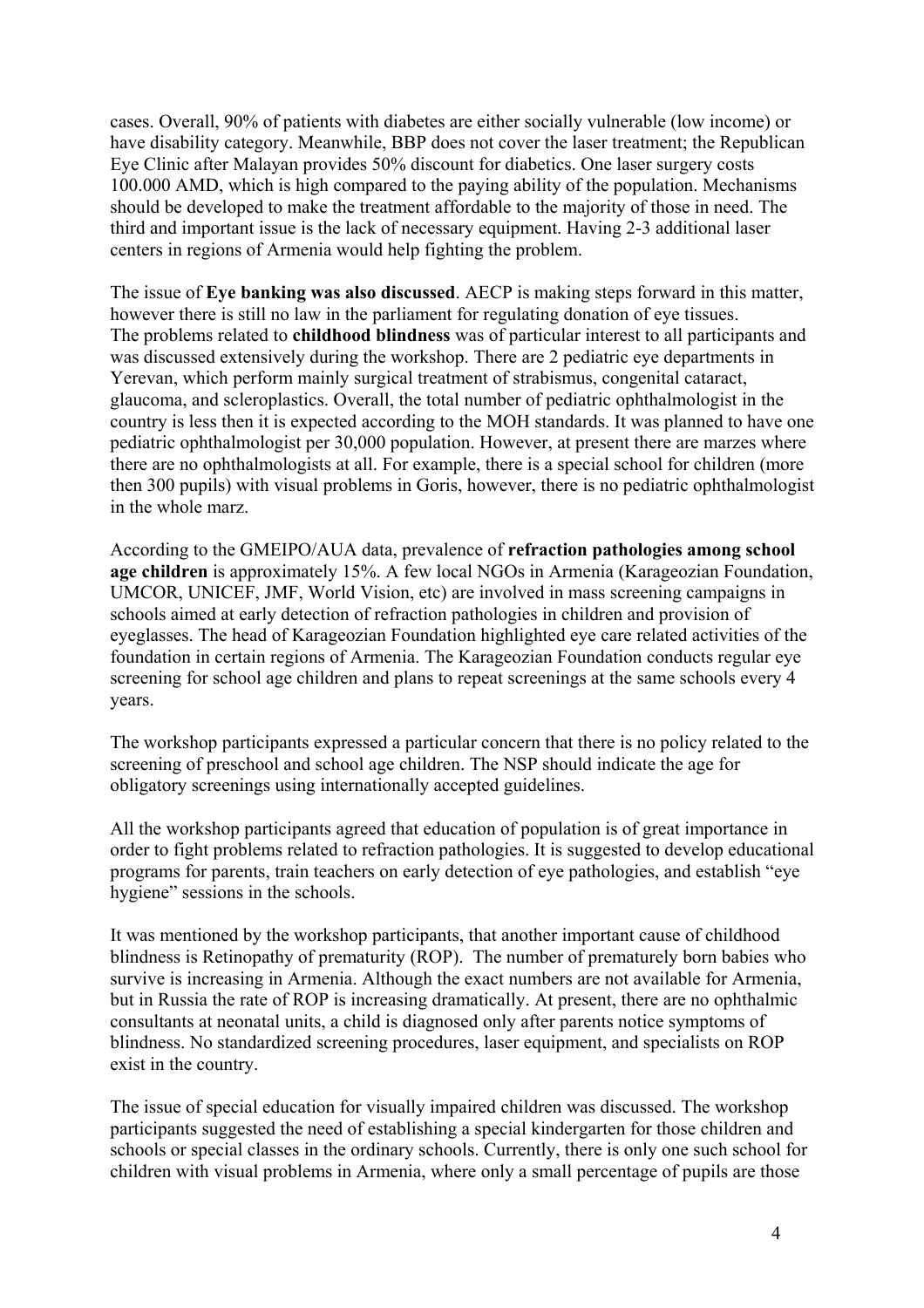cases. Overall, 90% of patients with diabetes are either socially vulnerable (low income) or have disability category. Meanwhile, BBP does not cover the laser treatment; the Republican Eye Clinic after Malayan provides 50% discount for diabetics. One laser surgery costs 100.000 AMD, which is high compared to the paying ability of the population. Mechanisms should be developed to make the treatment affordable to the majority of those in need. The third and important issue is the lack of necessary equipment. Having 2-3 additional laser centers in regions of Armenia would help fighting the problem.

The issue of **Eye banking was also discussed**. AECP is making steps forward in this matter, however there is still no law in the parliament for regulating donation of eye tissues. The problems related to **childhood blindness** was of particular interest to all participants and was discussed extensively during the workshop. There are 2 pediatric eye departments in Yerevan, which perform mainly surgical treatment of strabismus, congenital cataract, glaucoma, and scleroplastics. Overall, the total number of pediatric ophthalmologist in the country is less then it is expected according to the MOH standards. It was planned to have one pediatric ophthalmologist per 30,000 population. However, at present there are marzes where there are no ophthalmologists at all. For example, there is a special school for children (more then 300 pupils) with visual problems in Goris, however, there is no pediatric ophthalmologist in the whole marz.

According to the GMEIPO/AUA data, prevalence of **refraction pathologies among school age children** is approximately 15%. A few local NGOs in Armenia (Karageozian Foundation, UMCOR, UNICEF, JMF, World Vision, etc) are involved in mass screening campaigns in schools aimed at early detection of refraction pathologies in children and provision of eyeglasses. The head of Karageozian Foundation highlighted eye care related activities of the foundation in certain regions of Armenia. The Karageozian Foundation conducts regular eye screening for school age children and plans to repeat screenings at the same schools every 4 years.

The workshop participants expressed a particular concern that there is no policy related to the screening of preschool and school age children. The NSP should indicate the age for obligatory screenings using internationally accepted guidelines.

All the workshop participants agreed that education of population is of great importance in order to fight problems related to refraction pathologies. It is suggested to develop educational programs for parents, train teachers on early detection of eye pathologies, and establish "eye hygiene" sessions in the schools.

It was mentioned by the workshop participants, that another important cause of childhood blindness is Retinopathy of prematurity (ROP). The number of prematurely born babies who survive is increasing in Armenia. Although the exact numbers are not available for Armenia, but in Russia the rate of ROP is increasing dramatically. At present, there are no ophthalmic consultants at neonatal units, a child is diagnosed only after parents notice symptoms of blindness. No standardized screening procedures, laser equipment, and specialists on ROP exist in the country.

The issue of special education for visually impaired children was discussed. The workshop participants suggested the need of establishing a special kindergarten for those children and schools or special classes in the ordinary schools. Currently, there is only one such school for children with visual problems in Armenia, where only a small percentage of pupils are those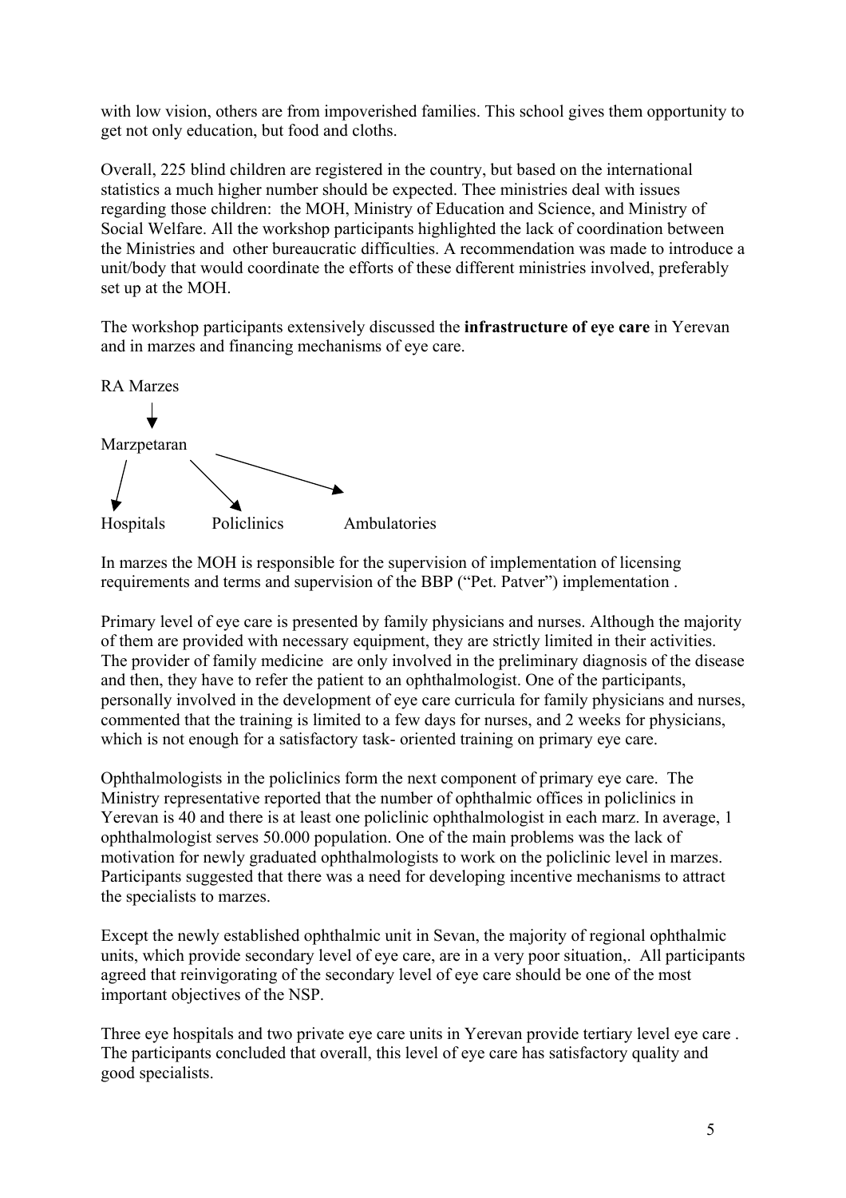with low vision, others are from impoverished families. This school gives them opportunity to get not only education, but food and cloths.

Overall, 225 blind children are registered in the country, but based on the international statistics a much higher number should be expected. Thee ministries deal with issues regarding those children: the MOH, Ministry of Education and Science, and Ministry of Social Welfare. All the workshop participants highlighted the lack of coordination between the Ministries and other bureaucratic difficulties. A recommendation was made to introduce a unit/body that would coordinate the efforts of these different ministries involved, preferably set up at the MOH.

The workshop participants extensively discussed the **infrastructure of eye care** in Yerevan and in marzes and financing mechanisms of eye care.

RA Marzes

↓

Marzpetaran

↙ ↘ ↘

Hospitals Policlinics Ambulatories

In marzes the MOH is responsible for the supervision of implementation of licensing requirements and terms and supervision of the BBP ("Pet. Patver") implementation .

Primary level of eye care is presented by family physicians and nurses. Although the majority of them are provided with necessary equipment, they are strictly limited in their activities. The provider of family medicine are only involved in the preliminary diagnosis of the disease and then, they have to refer the patient to an ophthalmologist. One of the participants, personally involved in the development of eye care curricula for family physicians and nurses, commented that the training is limited to a few days for nurses, and 2 weeks for physicians, which is not enough for a satisfactory task- oriented training on primary eye care.

Ophthalmologists in the policlinics form the next component of primary eye care. The Ministry representative reported that the number of ophthalmic offices in policlinics in Yerevan is 40 and there is at least one policlinic ophthalmologist in each marz. In average, 1 ophthalmologist serves 50.000 population. One of the main problems was the lack of motivation for newly graduated ophthalmologists to work on the policlinic level in marzes. Participants suggested that there was a need for developing incentive mechanisms to attract the specialists to marzes.

Except the newly established ophthalmic unit in Sevan, the majority of regional ophthalmic units, which provide secondary level of eye care, are in a very poor situation,. All participants agreed that reinvigorating of the secondary level of eye care should be one of the most important objectives of the NSP.

Three eye hospitals and two private eye care units in Yerevan provide tertiary level eye care . The participants concluded that overall, this level of eye care has satisfactory quality and good specialists.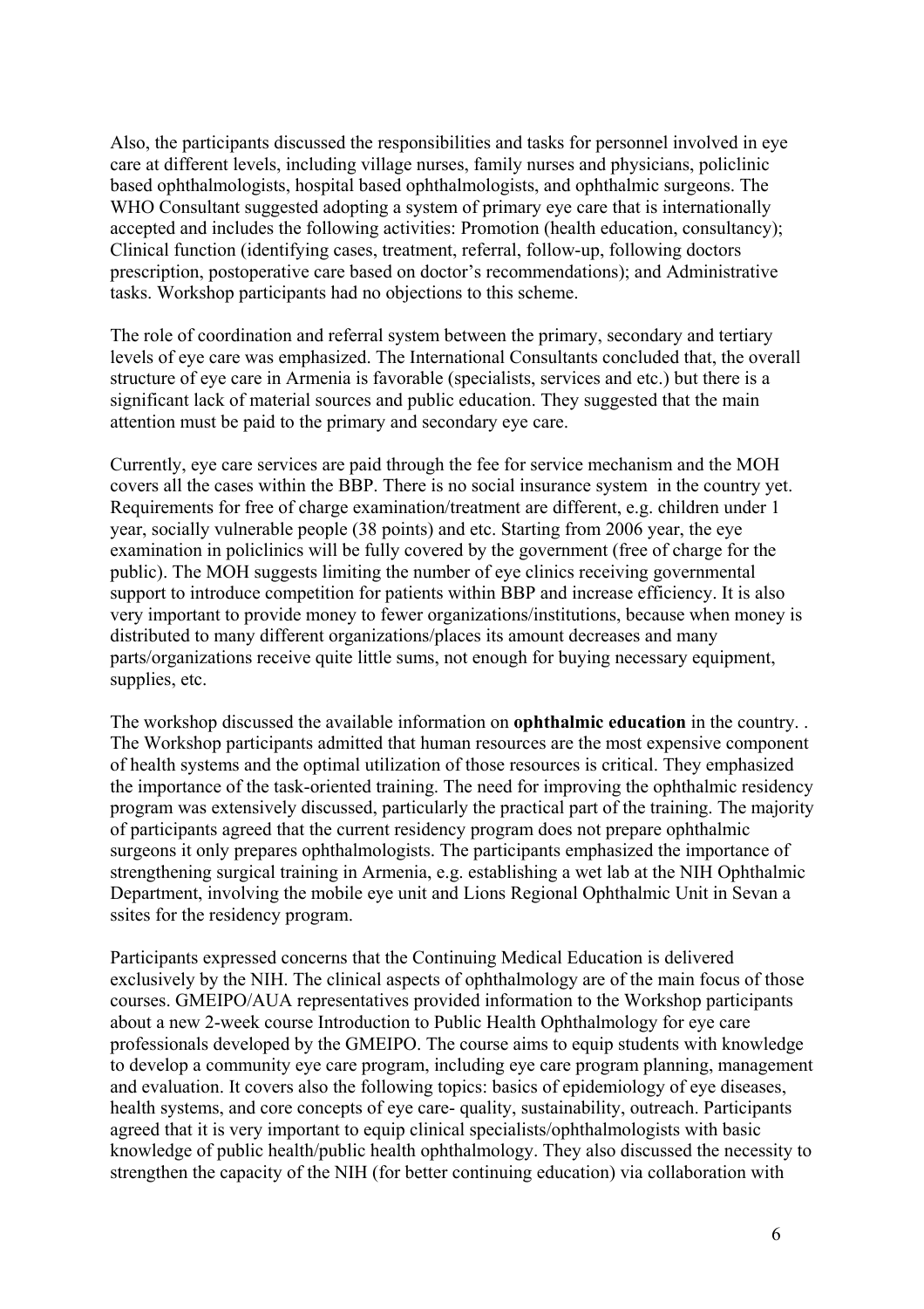Also, the participants discussed the responsibilities and tasks for personnel involved in eye care at different levels, including village nurses, family nurses and physicians, policlinic based ophthalmologists, hospital based ophthalmologists, and ophthalmic surgeons. The WHO Consultant suggested adopting a system of primary eye care that is internationally accepted and includes the following activities: Promotion (health education, consultancy); Clinical function (identifying cases, treatment, referral, follow-up, following doctors prescription, postoperative care based on doctor's recommendations); and Administrative tasks. Workshop participants had no objections to this scheme.

The role of coordination and referral system between the primary, secondary and tertiary levels of eye care was emphasized. The International Consultants concluded that, the overall structure of eye care in Armenia is favorable (specialists, services and etc.) but there is a significant lack of material sources and public education. They suggested that the main attention must be paid to the primary and secondary eye care.

Currently, eye care services are paid through the fee for service mechanism and the MOH covers all the cases within the BBP. There is no social insurance system in the country yet. Requirements for free of charge examination/treatment are different, e.g. children under 1 year, socially vulnerable people (38 points) and etc. Starting from 2006 year, the eye examination in policlinics will be fully covered by the government (free of charge for the public). The MOH suggests limiting the number of eye clinics receiving governmental support to introduce competition for patients within BBP and increase efficiency. It is also very important to provide money to fewer organizations/institutions, because when money is distributed to many different organizations/places its amount decreases and many parts/organizations receive quite little sums, not enough for buying necessary equipment, supplies, etc.

The workshop discussed the available information on **ophthalmic education** in the country. . The Workshop participants admitted that human resources are the most expensive component of health systems and the optimal utilization of those resources is critical. They emphasized the importance of the task-oriented training. The need for improving the ophthalmic residency program was extensively discussed, particularly the practical part of the training. The majority of participants agreed that the current residency program does not prepare ophthalmic surgeons it only prepares ophthalmologists. The participants emphasized the importance of strengthening surgical training in Armenia, e.g. establishing a wet lab at the NIH Ophthalmic Department, involving the mobile eye unit and Lions Regional Ophthalmic Unit in Sevan a ssites for the residency program.

Participants expressed concerns that the Continuing Medical Education is delivered exclusively by the NIH. The clinical aspects of ophthalmology are of the main focus of those courses. GMEIPO/AUA representatives provided information to the Workshop participants about a new 2-week course Introduction to Public Health Ophthalmology for eye care professionals developed by the GMEIPO. The course aims to equip students with knowledge to develop a community eye care program, including eye care program planning, management and evaluation. It covers also the following topics: basics of epidemiology of eye diseases, health systems, and core concepts of eye care- quality, sustainability, outreach. Participants agreed that it is very important to equip clinical specialists/ophthalmologists with basic knowledge of public health/public health ophthalmology. They also discussed the necessity to strengthen the capacity of the NIH (for better continuing education) via collaboration with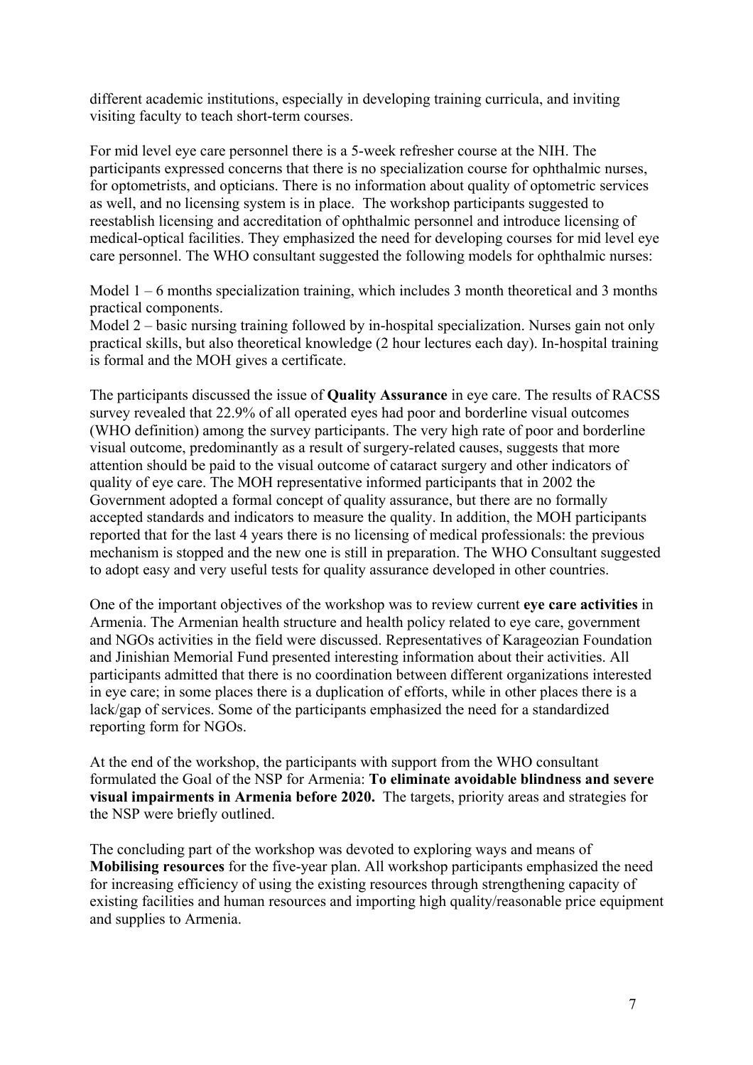different academic institutions, especially in developing training curricula, and inviting visiting faculty to teach short-term courses.

For mid level eye care personnel there is a 5-week refresher course at the NIH. The participants expressed concerns that there is no specialization course for ophthalmic nurses, for optometrists, and opticians. There is no information about quality of optometric services as well, and no licensing system is in place. The workshop participants suggested to reestablish licensing and accreditation of ophthalmic personnel and introduce licensing of medical-optical facilities. They emphasized the need for developing courses for mid level eye care personnel. The WHO consultant suggested the following models for ophthalmic nurses:

Model 1 – 6 months specialization training, which includes 3 month theoretical and 3 months practical components.
Model 2 – basic nursing training followed by in-hospital specialization. Nurses gain not only practical skills, but also theoretical knowledge (2 hour lectures each day). In-hospital training is formal and the MOH gives a certificate.

The participants discussed the issue of **Quality Assurance** in eye care. The results of RACSS survey revealed that 22.9% of all operated eyes had poor and borderline visual outcomes (WHO definition) among the survey participants. The very high rate of poor and borderline visual outcome, predominantly as a result of surgery-related causes, suggests that more attention should be paid to the visual outcome of cataract surgery and other indicators of quality of eye care. The MOH representative informed participants that in 2002 the Government adopted a formal concept of quality assurance, but there are no formally accepted standards and indicators to measure the quality. In addition, the MOH participants reported that for the last 4 years there is no licensing of medical professionals: the previous mechanism is stopped and the new one is still in preparation. The WHO Consultant suggested to adopt easy and very useful tests for quality assurance developed in other countries.

One of the important objectives of the workshop was to review current **eye care activities** in Armenia. The Armenian health structure and health policy related to eye care, government and NGOs activities in the field were discussed. Representatives of Karageozian Foundation and Jinishian Memorial Fund presented interesting information about their activities. All participants admitted that there is no coordination between different organizations interested in eye care; in some places there is a duplication of efforts, while in other places there is a lack/gap of services. Some of the participants emphasized the need for a standardized reporting form for NGOs.

At the end of the workshop, the participants with support from the WHO consultant formulated the Goal of the NSP for Armenia: **To eliminate avoidable blindness and severe visual impairments in Armenia before 2020.** The targets, priority areas and strategies for the NSP were briefly outlined.

The concluding part of the workshop was devoted to exploring ways and means of **Mobilising resources** for the five-year plan. All workshop participants emphasized the need for increasing efficiency of using the existing resources through strengthening capacity of existing facilities and human resources and importing high quality/reasonable price equipment and supplies to Armenia.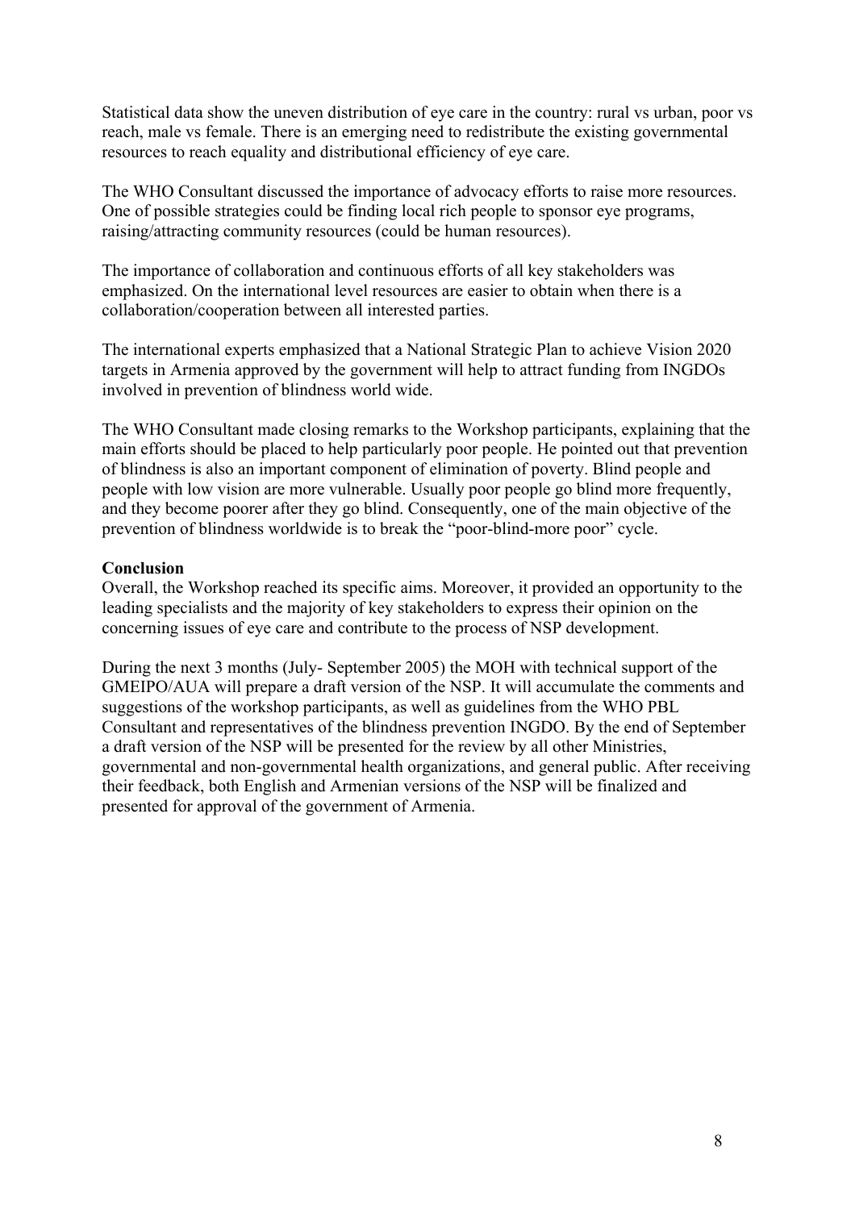Statistical data show the uneven distribution of eye care in the country: rural vs urban, poor vs reach, male vs female. There is an emerging need to redistribute the existing governmental resources to reach equality and distributional efficiency of eye care.

The WHO Consultant discussed the importance of advocacy efforts to raise more resources. One of possible strategies could be finding local rich people to sponsor eye programs, raising/attracting community resources (could be human resources).

The importance of collaboration and continuous efforts of all key stakeholders was emphasized. On the international level resources are easier to obtain when there is a collaboration/cooperation between all interested parties.

The international experts emphasized that a National Strategic Plan to achieve Vision 2020 targets in Armenia approved by the government will help to attract funding from INGDOs involved in prevention of blindness world wide.

The WHO Consultant made closing remarks to the Workshop participants, explaining that the main efforts should be placed to help particularly poor people. He pointed out that prevention of blindness is also an important component of elimination of poverty. Blind people and people with low vision are more vulnerable. Usually poor people go blind more frequently, and they become poorer after they go blind. Consequently, one of the main objective of the prevention of blindness worldwide is to break the "poor-blind-more poor" cycle.

**Conclusion**

Overall, the Workshop reached its specific aims. Moreover, it provided an opportunity to the leading specialists and the majority of key stakeholders to express their opinion on the concerning issues of eye care and contribute to the process of NSP development.

During the next 3 months (July- September 2005) the MOH with technical support of the GMEIPO/AUA will prepare a draft version of the NSP. It will accumulate the comments and suggestions of the workshop participants, as well as guidelines from the WHO PBL Consultant and representatives of the blindness prevention INGDO. By the end of September a draft version of the NSP will be presented for the review by all other Ministries, governmental and non-governmental health organizations, and general public. After receiving their feedback, both English and Armenian versions of the NSP will be finalized and presented for approval of the government of Armenia.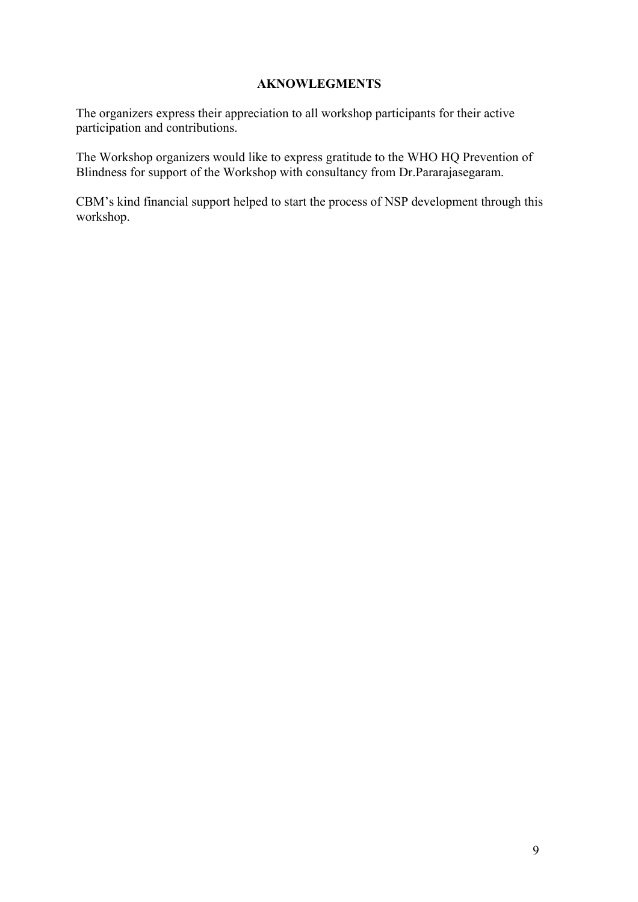# AKNOWLEGMENTS

The organizers express their appreciation to all workshop participants for their active participation and contributions.

The Workshop organizers would like to express gratitude to the WHO HQ Prevention of Blindness for support of the Workshop with consultancy from Dr.Pararajasegaram.

CBM's kind financial support helped to start the process of NSP development through this workshop.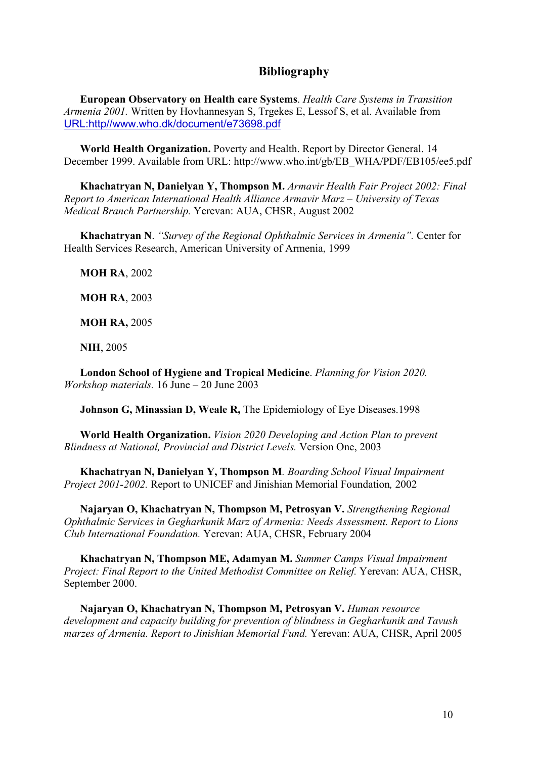# Bibliography

**European Observatory on Health care Systems**. *Health Care Systems in Transition Armenia 2001.* Written by Hovhannesyan S, Trgekes E, Lessof S, et al. Available from URL:http//www.who.dk/document/e73698.pdf

**World Health Organization.** Poverty and Health. Report by Director General. 14 December 1999. Available from URL: http://www.who.int/gb/EB_WHA/PDF/EB105/ee5.pdf

**Khachatryan N, Danielyan Y, Thompson M.** *Armavir Health Fair Project 2002: Final Report to American International Health Alliance Armavir Marz – University of Texas Medical Branch Partnership.* Yerevan: AUA, CHSR, August 2002

**Khachatryan N**. *"Survey of the Regional Ophthalmic Services in Armenia".* Center for Health Services Research, American University of Armenia, 1999

**MOH RA**, 2002

**MOH RA**, 2003

**MOH RA,** 2005

**NIH**, 2005

**London School of Hygiene and Tropical Medicine**. *Planning for Vision 2020. Workshop materials.* 16 June – 20 June 2003

**Johnson G, Minassian D, Weale R,** The Epidemiology of Eye Diseases.1998

**World Health Organization.** *Vision 2020 Developing and Action Plan to prevent Blindness at National, Provincial and District Levels.* Version One, 2003

**Khachatryan N, Danielyan Y, Thompson M**. *Boarding School Visual Impairment Project 2001-2002.* Report to UNICEF and Jinishian Memorial Foundation*,* 2002

**Najaryan O, Khachatryan N, Thompson M, Petrosyan V.** *Strengthening Regional Ophthalmic Services in Gegharkunik Marz of Armenia: Needs Assessment. Report to Lions Club International Foundation.* Yerevan: AUA, CHSR, February 2004

**Khachatryan N, Thompson ME, Adamyan M.** *Summer Camps Visual Impairment Project: Final Report to the United Methodist Committee on Relief.* Yerevan: AUA, CHSR, September 2000.

**Najaryan O, Khachatryan N, Thompson M, Petrosyan V.** *Human resource development and capacity building for prevention of blindness in Gegharkunik and Tavush marzes of Armenia. Report to Jinishian Memorial Fund.* Yerevan: AUA, CHSR, April 2005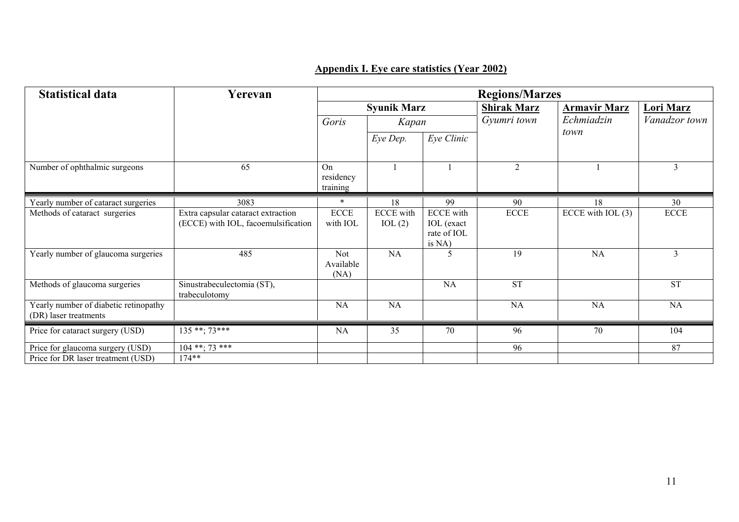## Appendix I. Eye care statistics (Year 2002)

| Statistical data | Yerevan | Regions/Marzes | | | | | |
|---|---|---|---|---|---|---|---|
| | | Syunik Marz | | | Shirak Marz | Armavir Marz | Lori Marz |
| | | *Goris* | *Kapan* | | *Gyumri town* | *Echmiadzin town* | *Vanadzor town* |
| | | | *Eye Dep.* | *Eye Clinic* | | | |
| Number of ophthalmic surgeons | 65 | On residency training | 1 | 1 | 2 | 1 | 3 |
| Yearly number of cataract surgeries | 3083 | * | 18 | 99 | 90 | 18 | 30 |
| Methods of cataract surgeries | Extra capsular cataract extraction (ECCE) with IOL, facoemulsification | ECCE with IOL | ECCE with IOL (2) | ECCE with IOL (exact rate of IOL is NA) | ECCE | ECCE with IOL (3) | ECCE |
| Yearly number of glaucoma surgeries | 485 | Not Available (NA) | NA | 5 | 19 | NA | 3 |
| Methods of glaucoma surgeries | Sinustrabeculectomia (ST), trabeculotomy | | | NA | ST | | ST |
| Yearly number of diabetic retinopathy (DR) laser treatments | | NA | NA | | NA | NA | NA |
| Price for cataract surgery (USD) | 135 **; 73*** | NA | 35 | 70 | 96 | 70 | 104 |
| Price for glaucoma surgery (USD) | 104 **; 73 *** | | | | 96 | | 87 |
| Price for DR laser treatment (USD) | 174** | | | | | | |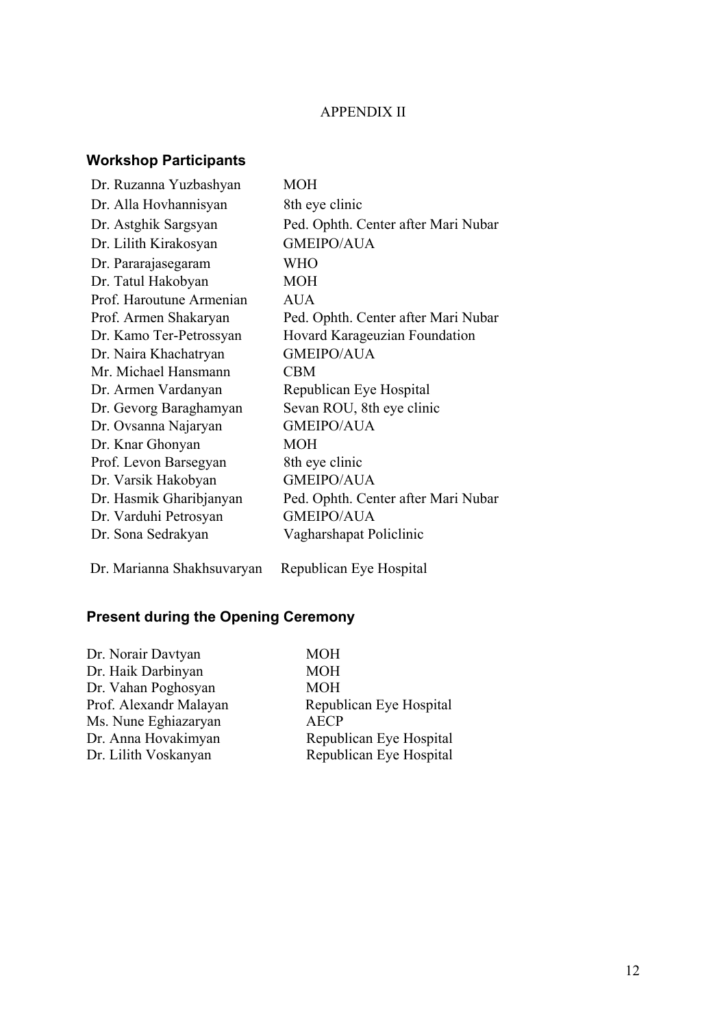APPENDIX II

## Workshop Participants

| | |
|---|---|
| Dr. Ruzanna Yuzbashyan | MOH |
| Dr. Alla Hovhannisyan | 8th eye clinic |
| Dr. Astghik Sargsyan | Ped. Ophth. Center after Mari Nubar |
| Dr. Lilith Kirakosyan | GMEIPO/AUA |
| Dr. Pararajasegaram | WHO |
| Dr. Tatul Hakobyan | MOH |
| Prof. Haroutune Armenian | AUA |
| Prof. Armen Shakaryan | Ped. Ophth. Center after Mari Nubar |
| Dr. Kamo Ter-Petrossyan | Hovard Karageuzian Foundation |
| Dr. Naira Khachatryan | GMEIPO/AUA |
| Mr. Michael Hansmann | CBM |
| Dr. Armen Vardanyan | Republican Eye Hospital |
| Dr. Gevorg Baraghamyan | Sevan ROU, 8th eye clinic |
| Dr. Ovsanna Najaryan | GMEIPO/AUA |
| Dr. Knar Ghonyan | MOH |
| Prof. Levon Barsegyan | 8th eye clinic |
| Dr. Varsik Hakobyan | GMEIPO/AUA |
| Dr. Hasmik Gharibjanyan | Ped. Ophth. Center after Mari Nubar |
| Dr. Varduhi Petrosyan | GMEIPO/AUA |
| Dr. Sona Sedrakyan | Vagharshapat Policlinic |
| Dr. Marianna Shakhsuvaryan | Republican Eye Hospital |

## Present during the Opening Ceremony

| | |
|---|---|
| Dr. Norair Davtyan | MOH |
| Dr. Haik Darbinyan | MOH |
| Dr. Vahan Poghosyan | MOH |
| Prof. Alexandr Malayan | Republican Eye Hospital |
| Ms. Nune Eghiazaryan | AECP |
| Dr. Anna Hovakimyan | Republican Eye Hospital |
| Dr. Lilith Voskanyan | Republican Eye Hospital |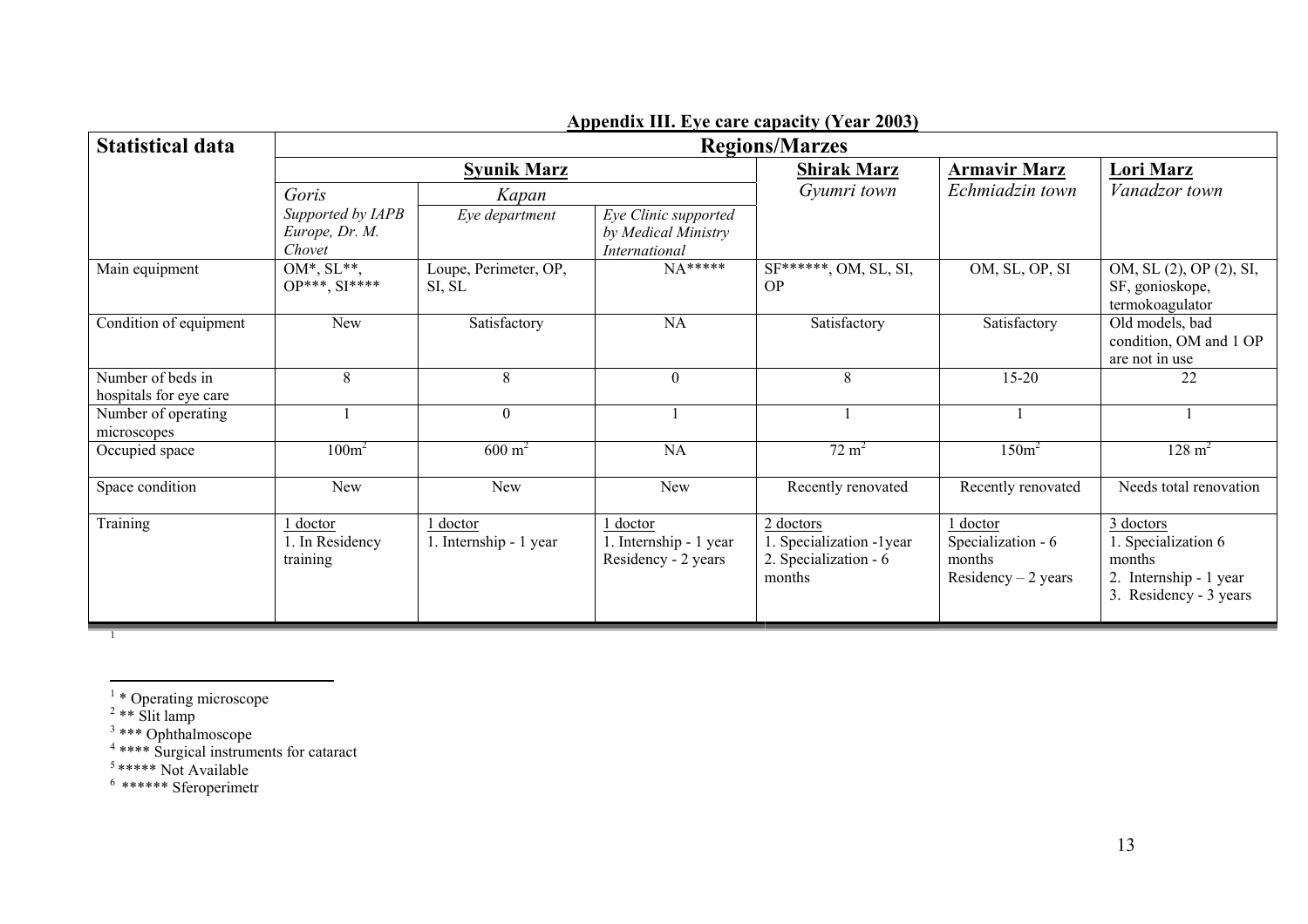## Appendix III. Eye care capacity (Year 2003)

| Statistical data | Regions/Marzes | | | | | |
|---|---|---|---|---|---|---|
| | Syunik Marz | | | Shirak Marz | Armavir Marz | Lori Marz |
| | *Goris* | *Kapan* | | *Gyumri town* | *Echmiadzin town* | *Vanadzor town* |
| | *Supported by IAPB Europe, Dr. M. Chovet* | *Eye department* | *Eye Clinic supported by Medical Ministry International* | | | |
| Main equipment | OM*, SL**, OP***, SI**** | Loupe, Perimeter, OP, SI, SL | NA***** | SF******, OM, SL, SI, OP | OM, SL, OP, SI | OM, SL (2), OP (2), SI, SF, gonioskope, termokoagulator |
| Condition of equipment | New | Satisfactory | NA | Satisfactory | Satisfactory | Old models, bad condition, OM and 1 OP are not in use |
| Number of beds in hospitals for eye care | 8 | 8 | 0 | 8 | 15-20 | 22 |
| Number of operating microscopes | 1 | 0 | 1 | 1 | 1 | 1 |
| Occupied space | $100m^2$ | $600\ m^2$ | NA | $72\ m^2$ | $150m^2$ | $128\ m^2$ |
| Space condition | New | New | New | Recently renovated | Recently renovated | Needs total renovation |
| Training | 1 doctor<br>1. In Residency training | 1 doctor<br>1. Internship - 1 year | 1 doctor<br>1. Internship - 1 year<br>Residency - 2 years | 2 doctors<br>1. Specialization -1year<br>2. Specialization - 6 months | 1 doctor<br>Specialization - 6 months<br>Residency – 2 years | 3 doctors<br>1. Specialization 6 months<br>2. Internship - 1 year<br>3. Residency - 3 years |

[1] * Operating microscope
[2] ** Slit lamp
[3] *** Ophthalmoscope
[4] **** Surgical instruments for cataract
[5] ***** Not Available
[6] ****** Sferoperimetr